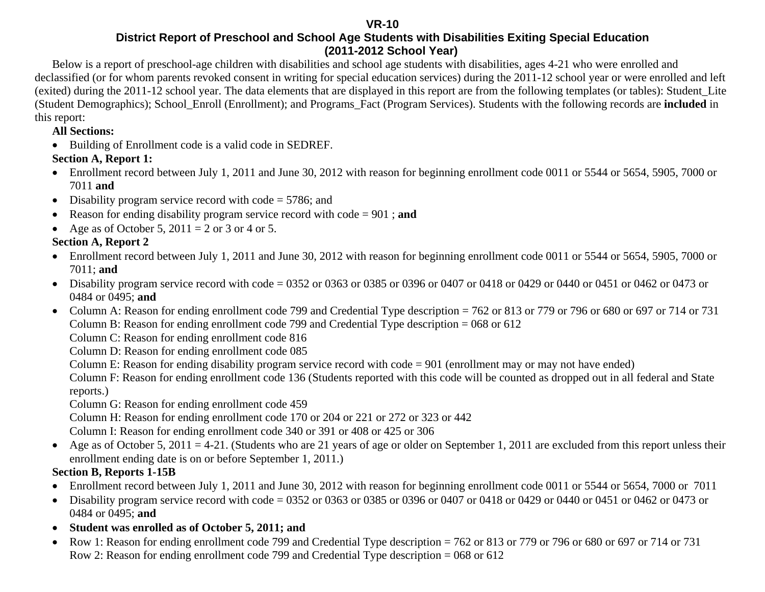# VR-10

## District Report of Preschool and School Age Students with Disabilities Exiting Special Education

## (2011-2012 School Year)

Below is a report of preschool-age children with disabilities and school age students with disabilities, ages 4-21 who were enrolled and declassified (or for whom parents revoked consent in writing for special education services) during the 2011-12 school year or were enrolled and left (exited) during the 2011-12 school year. The data elements that are displayed in this report are from the following templates (or tables): Student_Lite (Student Demographics); School_Enroll (Enrollment); and Programs_Fact (Program Services). Students with the following records are **included** in this report:

**All Sections:**

- Building of Enrollment code is a valid code in SEDREF.

**Section A, Report 1:**

- Enrollment record between July 1, 2011 and June 30, 2012 with reason for beginning enrollment code 0011 or 5544 or 5654, 5905, 7000 or 7011 **and**
- Disability program service record with code = 5786; and
- Reason for ending disability program service record with code = 901 ; **and**
- Age as of October 5, 2011 = 2 or 3 or 4 or 5.

**Section A, Report 2**

- Enrollment record between July 1, 2011 and June 30, 2012 with reason for beginning enrollment code 0011 or 5544 or 5654, 5905, 7000 or 7011; **and**
- Disability program service record with code = 0352 or 0363 or 0385 or 0396 or 0407 or 0418 or 0429 or 0440 or 0451 or 0462 or 0473 or 0484 or 0495; **and**
- Column A: Reason for ending enrollment code 799 and Credential Type description = 762 or 813 or 779 or 796 or 680 or 697 or 714 or 731
  Column B: Reason for ending enrollment code 799 and Credential Type description = 068 or 612
  Column C: Reason for ending enrollment code 816
  Column D: Reason for ending enrollment code 085
  Column E: Reason for ending disability program service record with code = 901 (enrollment may or may not have ended)
  Column F: Reason for ending enrollment code 136 (Students reported with this code will be counted as dropped out in all federal and State reports.)
  Column G: Reason for ending enrollment code 459
  Column H: Reason for ending enrollment code 170 or 204 or 221 or 272 or 323 or 442
  Column I: Reason for ending enrollment code 340 or 391 or 408 or 425 or 306
- Age as of October 5, 2011 = 4-21. (Students who are 21 years of age or older on September 1, 2011 are excluded from this report unless their enrollment ending date is on or before September 1, 2011.)

**Section B, Reports 1-15B**

- Enrollment record between July 1, 2011 and June 30, 2012 with reason for beginning enrollment code 0011 or 5544 or 5654, 7000 or 7011
- Disability program service record with code = 0352 or 0363 or 0385 or 0396 or 0407 or 0418 or 0429 or 0440 or 0451 or 0462 or 0473 or 0484 or 0495; **and**
- **Student was enrolled as of October 5, 2011; and**
- Row 1: Reason for ending enrollment code 799 and Credential Type description = 762 or 813 or 779 or 796 or 680 or 697 or 714 or 731
  Row 2: Reason for ending enrollment code 799 and Credential Type description = 068 or 612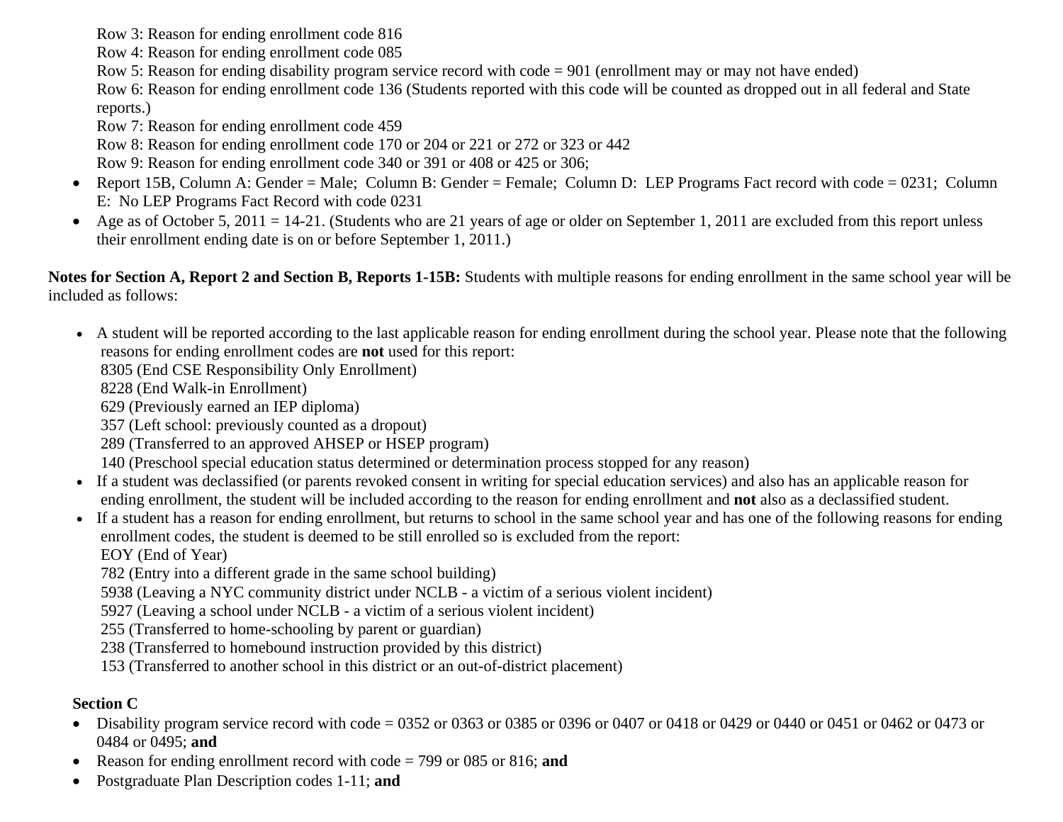Row 3: Reason for ending enrollment code 816
Row 4: Reason for ending enrollment code 085
Row 5: Reason for ending disability program service record with code = 901 (enrollment may or may not have ended)
Row 6: Reason for ending enrollment code 136 (Students reported with this code will be counted as dropped out in all federal and State reports.)
Row 7: Reason for ending enrollment code 459
Row 8: Reason for ending enrollment code 170 or 204 or 221 or 272 or 323 or 442
Row 9: Reason for ending enrollment code 340 or 391 or 408 or 425 or 306;

- Report 15B, Column A: Gender = Male; Column B: Gender = Female; Column D: LEP Programs Fact record with code = 0231; Column E: No LEP Programs Fact Record with code 0231
- Age as of October 5, 2011 = 14-21. (Students who are 21 years of age or older on September 1, 2011 are excluded from this report unless their enrollment ending date is on or before September 1, 2011.)

**Notes for Section A, Report 2 and Section B, Reports 1-15B:** Students with multiple reasons for ending enrollment in the same school year will be included as follows:

- A student will be reported according to the last applicable reason for ending enrollment during the school year. Please note that the following reasons for ending enrollment codes are **not** used for this report:
  8305 (End CSE Responsibility Only Enrollment)
  8228 (End Walk-in Enrollment)
  629 (Previously earned an IEP diploma)
  357 (Left school: previously counted as a dropout)
  289 (Transferred to an approved AHSEP or HSEP program)
  140 (Preschool special education status determined or determination process stopped for any reason)
- If a student was declassified (or parents revoked consent in writing for special education services) and also has an applicable reason for ending enrollment, the student will be included according to the reason for ending enrollment and **not** also as a declassified student.
- If a student has a reason for ending enrollment, but returns to school in the same school year and has one of the following reasons for ending enrollment codes, the student is deemed to be still enrolled so is excluded from the report:
  EOY (End of Year)
  782 (Entry into a different grade in the same school building)
  5938 (Leaving a NYC community district under NCLB - a victim of a serious violent incident)
  5927 (Leaving a school under NCLB - a victim of a serious violent incident)
  255 (Transferred to home-schooling by parent or guardian)
  238 (Transferred to homebound instruction provided by this district)
  153 (Transferred to another school in this district or an out-of-district placement)

**Section C**

- Disability program service record with code = 0352 or 0363 or 0385 or 0396 or 0407 or 0418 or 0429 or 0440 or 0451 or 0462 or 0473 or 0484 or 0495; **and**
- Reason for ending enrollment record with code = 799 or 085 or 816; **and**
- Postgraduate Plan Description codes 1-11; **and**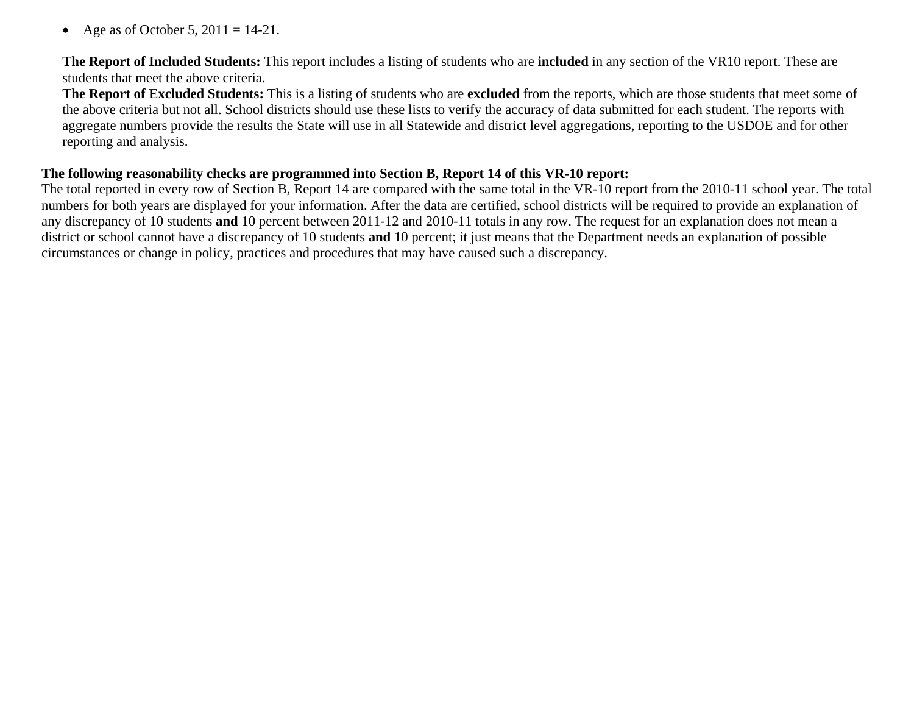- Age as of October 5, 2011 = 14-21.

**The Report of Included Students:** This report includes a listing of students who are **included** in any section of the VR10 report. These are students that meet the above criteria.
**The Report of Excluded Students:** This is a listing of students who are **excluded** from the reports, which are those students that meet some of the above criteria but not all. School districts should use these lists to verify the accuracy of data submitted for each student. The reports with aggregate numbers provide the results the State will use in all Statewide and district level aggregations, reporting to the USDOE and for other reporting and analysis.

**The following reasonability checks are programmed into Section B, Report 14 of this VR-10 report:**
The total reported in every row of Section B, Report 14 are compared with the same total in the VR-10 report from the 2010-11 school year. The total numbers for both years are displayed for your information. After the data are certified, school districts will be required to provide an explanation of any discrepancy of 10 students **and** 10 percent between 2011-12 and 2010-11 totals in any row. The request for an explanation does not mean a district or school cannot have a discrepancy of 10 students **and** 10 percent; it just means that the Department needs an explanation of possible circumstances or change in policy, practices and procedures that may have caused such a discrepancy.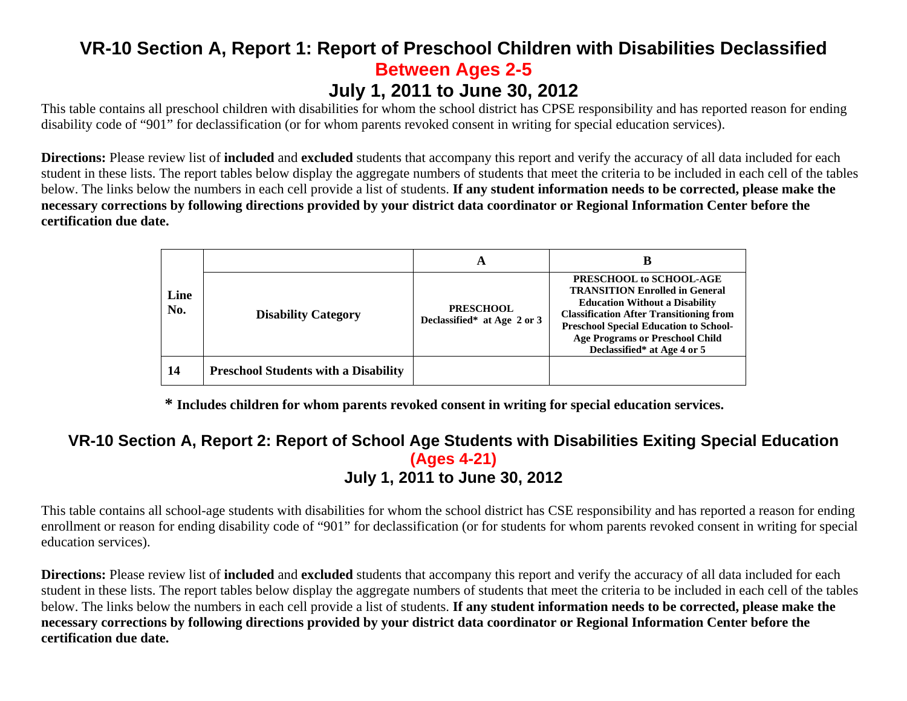# VR-10 Section A, Report 1: Report of Preschool Children with Disabilities Declassified Between Ages 2-5 July 1, 2011 to June 30, 2012

This table contains all preschool children with disabilities for whom the school district has CPSE responsibility and has reported reason for ending disability code of "901" for declassification (or for whom parents revoked consent in writing for special education services).

**Directions:** Please review list of **included** and **excluded** students that accompany this report and verify the accuracy of all data included for each student in these lists. The report tables below display the aggregate numbers of students that meet the criteria to be included in each cell of the tables below. The links below the numbers in each cell provide a list of students. **If any student information needs to be corrected, please make the necessary corrections by following directions provided by your district data coordinator or Regional Information Center before the certification due date.**

| Line No. | | A | B |
|---|---|---|---|
| | **Disability Category** | **PRESCHOOL Declassified* at Age 2 or 3** | **PRESCHOOL to SCHOOL-AGE TRANSITION Enrolled in General Education Without a Disability Classification After Transitioning from Preschool Special Education to School-Age Programs or Preschool Child Declassified* at Age 4 or 5** |
| **14** | **Preschool Students with a Disability** | | |

**\* Includes children for whom parents revoked consent in writing for special education services.**

# VR-10 Section A, Report 2: Report of School Age Students with Disabilities Exiting Special Education (Ages 4-21) July 1, 2011 to June 30, 2012

This table contains all school-age students with disabilities for whom the school district has CSE responsibility and has reported a reason for ending enrollment or reason for ending disability code of "901" for declassification (or for students for whom parents revoked consent in writing for special education services).

**Directions:** Please review list of **included** and **excluded** students that accompany this report and verify the accuracy of all data included for each student in these lists. The report tables below display the aggregate numbers of students that meet the criteria to be included in each cell of the tables below. The links below the numbers in each cell provide a list of students. **If any student information needs to be corrected, please make the necessary corrections by following directions provided by your district data coordinator or Regional Information Center before the certification due date.**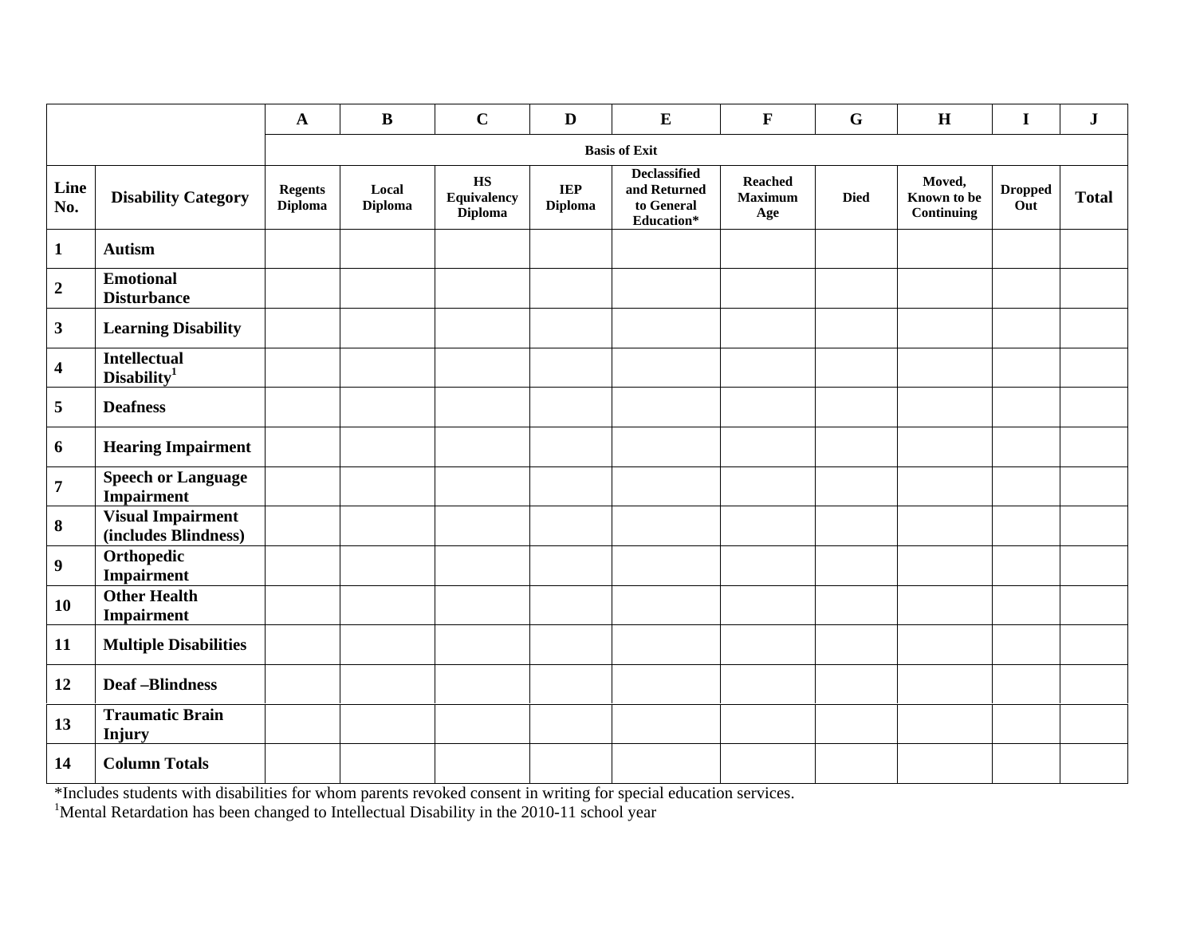| | | A | B | C | D | E | F | G | H | I | J |
|---|---|---|---|---|---|---|---|---|---|---|---|
| | | **Basis of Exit** | | | | | | | | | |
| **Line No.** | **Disability Category** | **Regents Diploma** | **Local Diploma** | **HS Equivalency Diploma** | **IEP Diploma** | **Declassified and Returned to General Education*** | **Reached Maximum Age** | **Died** | **Moved, Known to be Continuing** | **Dropped Out** | **Total** |
| **1** | **Autism** | | | | | | | | | | |
| **2** | **Emotional Disturbance** | | | | | | | | | | |
| **3** | **Learning Disability** | | | | | | | | | | |
| **4** | **Intellectual Disability**[1] | | | | | | | | | | |
| **5** | **Deafness** | | | | | | | | | | |
| **6** | **Hearing Impairment** | | | | | | | | | | |
| **7** | **Speech or Language Impairment** | | | | | | | | | | |
| **8** | **Visual Impairment (includes Blindness)** | | | | | | | | | | |
| **9** | **Orthopedic Impairment** | | | | | | | | | | |
| **10** | **Other Health Impairment** | | | | | | | | | | |
| **11** | **Multiple Disabilities** | | | | | | | | | | |
| **12** | **Deaf –Blindness** | | | | | | | | | | |
| **13** | **Traumatic Brain Injury** | | | | | | | | | | |
| **14** | **Column Totals** | | | | | | | | | | |

*Includes students with disabilities for whom parents revoked consent in writing for special education services.

[1]Mental Retardation has been changed to Intellectual Disability in the 2010-11 school year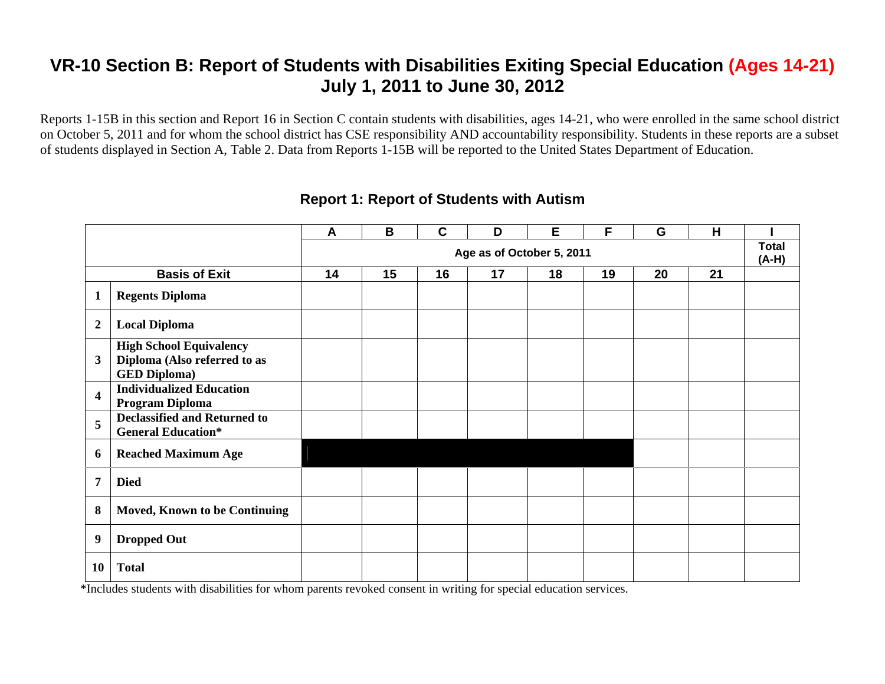# VR-10 Section B: Report of Students with Disabilities Exiting Special Education (Ages 14-21) July 1, 2011 to June 30, 2012

Reports 1-15B in this section and Report 16 in Section C contain students with disabilities, ages 14-21, who were enrolled in the same school district on October 5, 2011 and for whom the school district has CSE responsibility AND accountability responsibility. Students in these reports are a subset of students displayed in Section A, Table 2. Data from Reports 1-15B will be reported to the United States Department of Education.

## Report 1: Report of Students with Autism

| | | A | B | C | D | E | F | G | H | I |
|---|---|---|---|---|---|---|---|---|---|---|
| | | Age as of October 5, 2011 | | | | | | | | Total (A-H) |
| **Basis of Exit** | | 14 | 15 | 16 | 17 | 18 | 19 | 20 | 21 | |
| **1** | **Regents Diploma** | | | | | | | | | |
| **2** | **Local Diploma** | | | | | | | | | |
| **3** | **High School Equivalency Diploma (Also referred to as GED Diploma)** | | | | | | | | | |
| **4** | **Individualized Education Program Diploma** | | | | | | | | | |
| **5** | **Declassified and Returned to General Education*** | | | | | | | | | |
| **6** | **Reached Maximum Age** | | | | | | | | | |
| **7** | **Died** | | | | | | | | | |
| **8** | **Moved, Known to be Continuing** | | | | | | | | | |
| **9** | **Dropped Out** | | | | | | | | | |
| **10** | **Total** | | | | | | | | | |

*Includes students with disabilities for whom parents revoked consent in writing for special education services.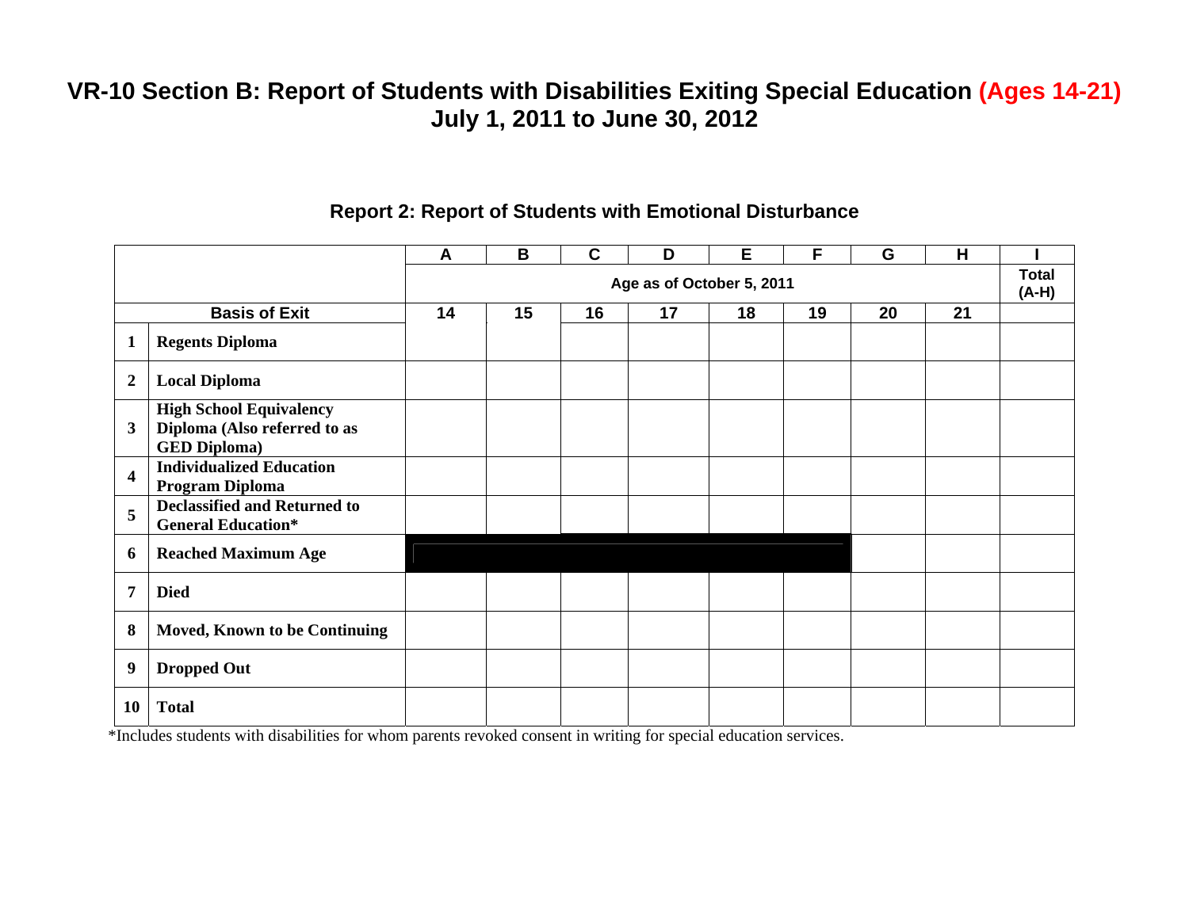# VR-10 Section B: Report of Students with Disabilities Exiting Special Education (Ages 14-21) July 1, 2011 to June 30, 2012

## Report 2: Report of Students with Emotional Disturbance

| | | A | B | C | D | E | F | G | H | I |
|---|---|---|---|---|---|---|---|---|---|---|
| | | Age as of October 5, 2011 | | | | | | | | Total (A-H) |
| Basis of Exit | | 14 | 15 | 16 | 17 | 18 | 19 | 20 | 21 | |
| 1 | Regents Diploma | | | | | | | | | |
| 2 | Local Diploma | | | | | | | | | |
| 3 | High School Equivalency Diploma (Also referred to as GED Diploma) | | | | | | | | | |
| 4 | Individualized Education Program Diploma | | | | | | | | | |
| 5 | Declassified and Returned to General Education* | | | | | | | | | |
| 6 | Reached Maximum Age | | | | | | | | | |
| 7 | Died | | | | | | | | | |
| 8 | Moved, Known to be Continuing | | | | | | | | | |
| 9 | Dropped Out | | | | | | | | | |
| 10 | Total | | | | | | | | | |

*Includes students with disabilities for whom parents revoked consent in writing for special education services.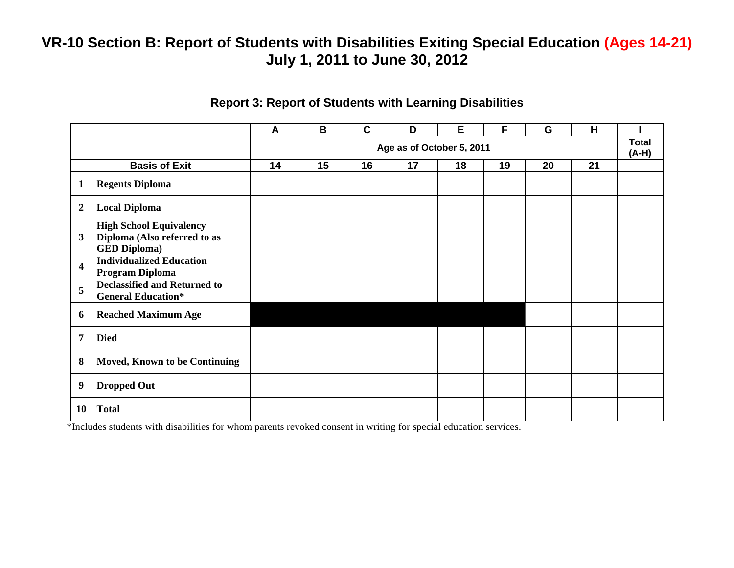# VR-10 Section B: Report of Students with Disabilities Exiting Special Education (Ages 14-21)
# July 1, 2011 to June 30, 2012

## Report 3: Report of Students with Learning Disabilities

| | | A | B | C | D | E | F | G | H | I |
|---|---|---|---|---|---|---|---|---|---|---|
| | | Age as of October 5, 2011 | | | | | | | | Total (A-H) |
| | **Basis of Exit** | 14 | 15 | 16 | 17 | 18 | 19 | 20 | 21 | |
| 1 | **Regents Diploma** | | | | | | | | | |
| 2 | **Local Diploma** | | | | | | | | | |
| 3 | **High School Equivalency Diploma (Also referred to as GED Diploma)** | | | | | | | | | |
| 4 | **Individualized Education Program Diploma** | | | | | | | | | |
| 5 | **Declassified and Returned to General Education*** | | | | | | | | | |
| 6 | **Reached Maximum Age** | | | | | | | | | |
| 7 | **Died** | | | | | | | | | |
| 8 | **Moved, Known to be Continuing** | | | | | | | | | |
| 9 | **Dropped Out** | | | | | | | | | |
| 10 | **Total** | | | | | | | | | |

*Includes students with disabilities for whom parents revoked consent in writing for special education services.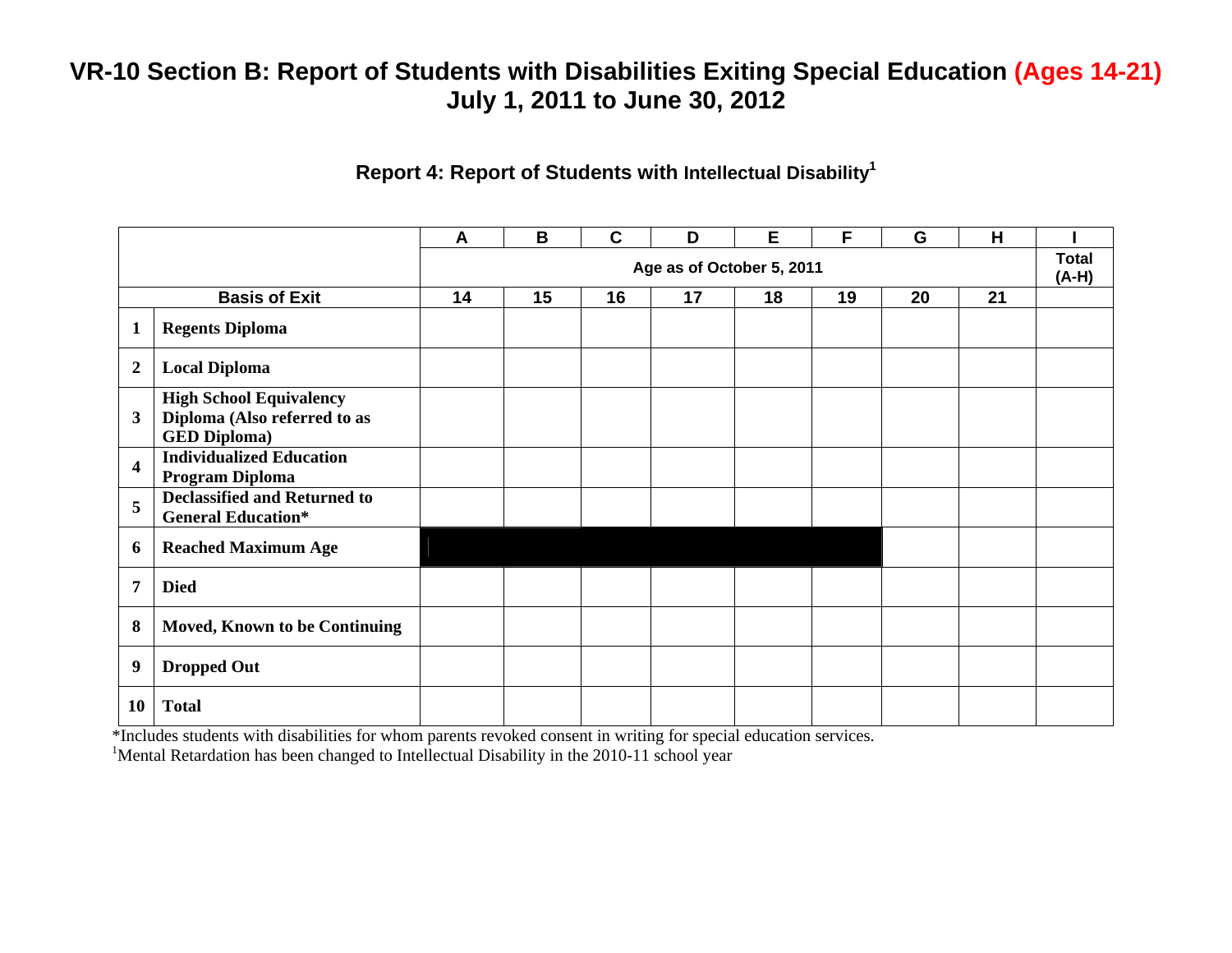# VR-10 Section B: Report of Students with Disabilities Exiting Special Education (Ages 14-21)
## July 1, 2011 to June 30, 2012

### Report 4: Report of Students with Intellectual Disability[1]

| | | A | B | C | D | E | F | G | H | I |
|---|---|---|---|---|---|---|---|---|---|---|
| | | Age as of October 5, 2011 | | | | | | | | Total (A-H) |
| | **Basis of Exit** | 14 | 15 | 16 | 17 | 18 | 19 | 20 | 21 | |
| 1 | **Regents Diploma** | | | | | | | | | |
| 2 | **Local Diploma** | | | | | | | | | |
| 3 | **High School Equivalency Diploma (Also referred to as GED Diploma)** | | | | | | | | | |
| 4 | **Individualized Education Program Diploma** | | | | | | | | | |
| 5 | **Declassified and Returned to General Education*** | | | | | | | | | |
| 6 | **Reached Maximum Age** | ■ | ■ | ■ | ■ | ■ | ■ | | | |
| 7 | **Died** | | | | | | | | | |
| 8 | **Moved, Known to be Continuing** | | | | | | | | | |
| 9 | **Dropped Out** | | | | | | | | | |
| 10 | **Total** | | | | | | | | | |

*Includes students with disabilities for whom parents revoked consent in writing for special education services.

[1]Mental Retardation has been changed to Intellectual Disability in the 2010-11 school year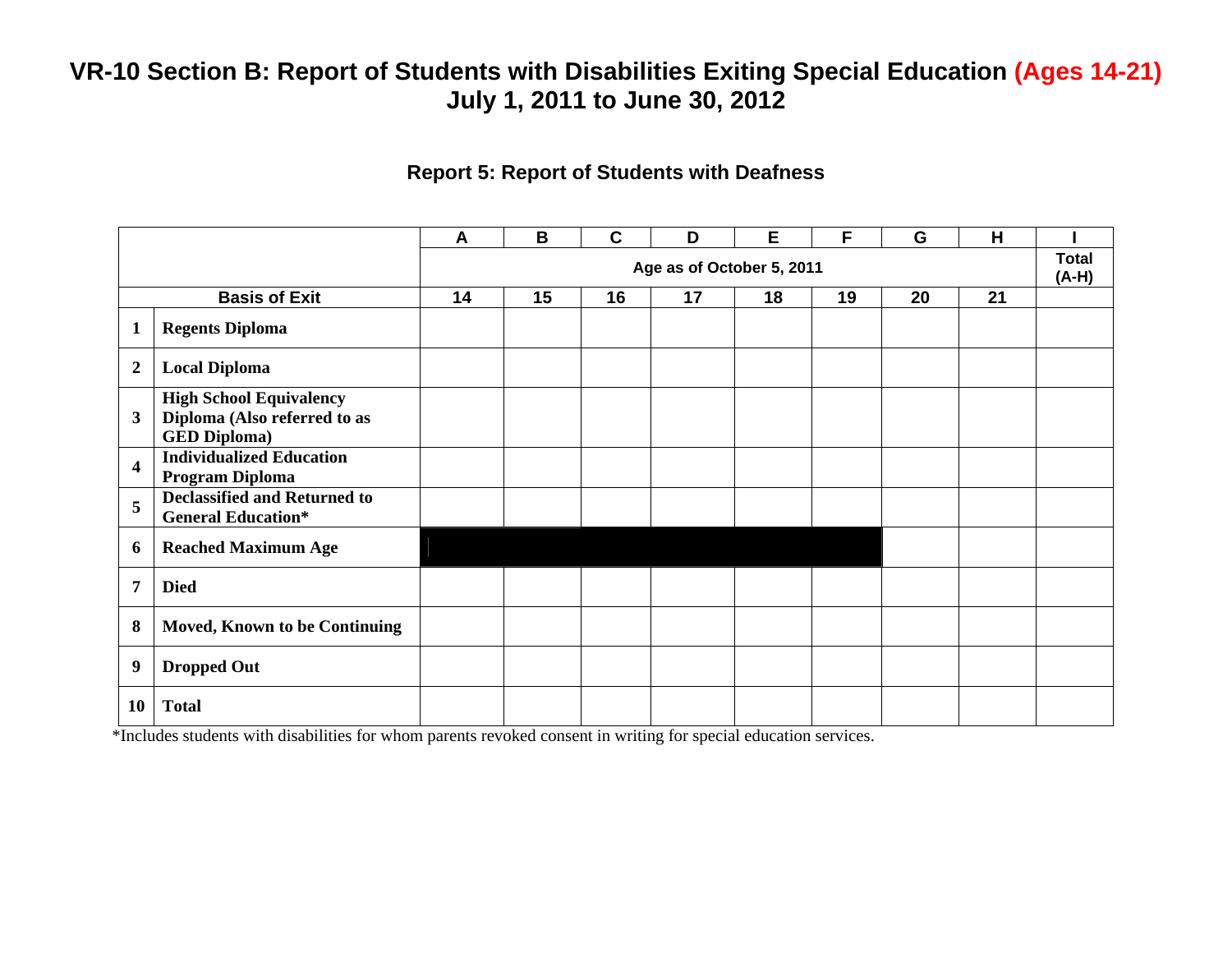# VR-10 Section B: Report of Students with Disabilities Exiting Special Education (Ages 14-21)
# July 1, 2011 to June 30, 2012

## Report 5: Report of Students with Deafness

| | | A | B | C | D | E | F | G | H | I |
|---|---|---|---|---|---|---|---|---|---|---|
| | | Age as of October 5, 2011 | | | | | | | | Total (A-H) |
| | **Basis of Exit** | 14 | 15 | 16 | 17 | 18 | 19 | 20 | 21 | |
| **1** | **Regents Diploma** | | | | | | | | | |
| **2** | **Local Diploma** | | | | | | | | | |
| **3** | **High School Equivalency Diploma (Also referred to as GED Diploma)** | | | | | | | | | |
| **4** | **Individualized Education Program Diploma** | | | | | | | | | |
| **5** | **Declassified and Returned to General Education*** | | | | | | | | | |
| **6** | **Reached Maximum Age** | | | | | | | | | |
| **7** | **Died** | | | | | | | | | |
| **8** | **Moved, Known to be Continuing** | | | | | | | | | |
| **9** | **Dropped Out** | | | | | | | | | |
| **10** | **Total** | | | | | | | | | |

*Includes students with disabilities for whom parents revoked consent in writing for special education services.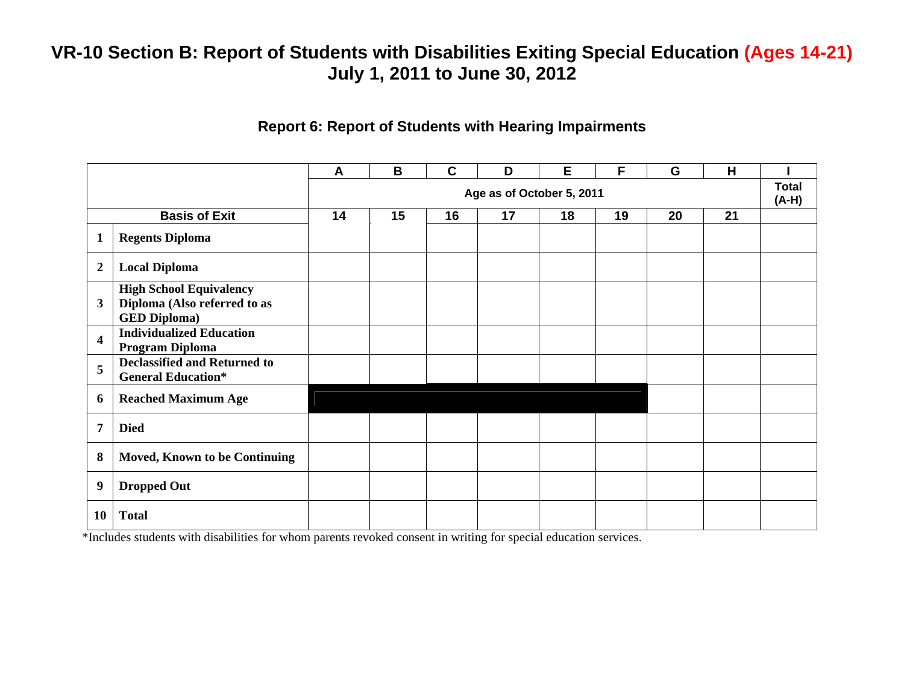# VR-10 Section B: Report of Students with Disabilities Exiting Special Education (Ages 14-21)
# July 1, 2011 to June 30, 2012

## Report 6: Report of Students with Hearing Impairments

| | | A | B | C | D | E | F | G | H | I |
|---|---|---|---|---|---|---|---|---|---|---|
| | | Age as of October 5, 2011 | | | | | | | | Total (A-H) |
| Basis of Exit | | 14 | 15 | 16 | 17 | 18 | 19 | 20 | 21 | |
| 1 | Regents Diploma | | | | | | | | | |
| 2 | Local Diploma | | | | | | | | | |
| 3 | High School Equivalency Diploma (Also referred to as GED Diploma) | | | | | | | | | |
| 4 | Individualized Education Program Diploma | | | | | | | | | |
| 5 | Declassified and Returned to General Education* | | | | | | | | | |
| 6 | Reached Maximum Age | | | | | | | | | |
| 7 | Died | | | | | | | | | |
| 8 | Moved, Known to be Continuing | | | | | | | | | |
| 9 | Dropped Out | | | | | | | | | |
| 10 | Total | | | | | | | | | |

*Includes students with disabilities for whom parents revoked consent in writing for special education services.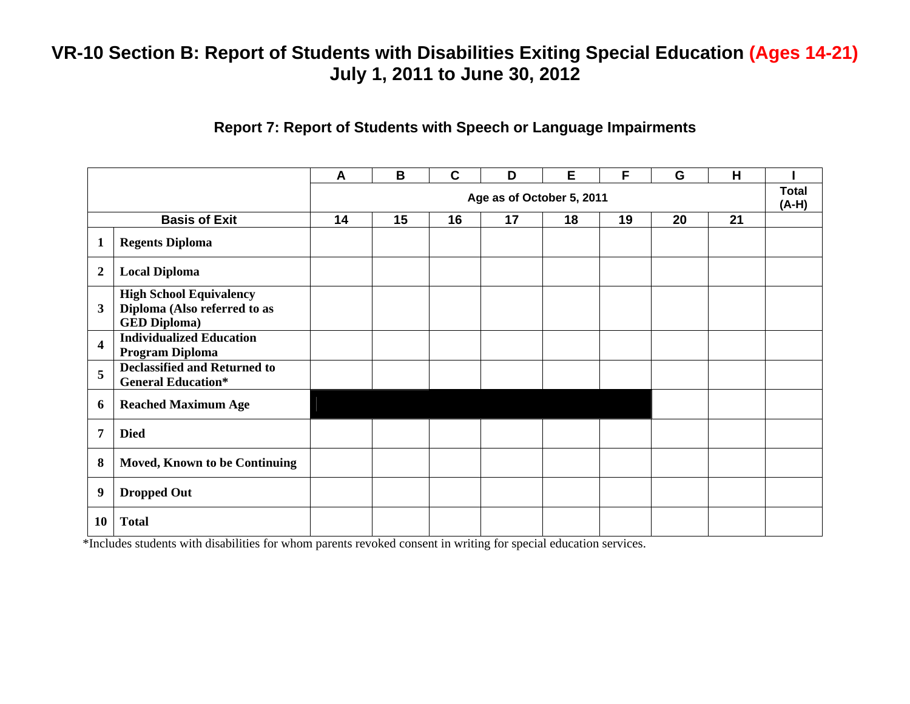# VR-10 Section B: Report of Students with Disabilities Exiting Special Education (Ages 14-21)
# July 1, 2011 to June 30, 2012

## Report 7: Report of Students with Speech or Language Impairments

| | | A | B | C | D | E | F | G | H | I |
|---|---|---|---|---|---|---|---|---|---|---|
| | | Age as of October 5, 2011 | | | | | | | | Total (A-H) |
| **Basis of Exit** | | 14 | 15 | 16 | 17 | 18 | 19 | 20 | 21 | |
| 1 | **Regents Diploma** | | | | | | | | | |
| 2 | **Local Diploma** | | | | | | | | | |
| 3 | **High School Equivalency Diploma (Also referred to as GED Diploma)** | | | | | | | | | |
| 4 | **Individualized Education Program Diploma** | | | | | | | | | |
| 5 | **Declassified and Returned to General Education*** | | | | | | | | | |
| 6 | **Reached Maximum Age** | | | | | | | | | |
| 7 | **Died** | | | | | | | | | |
| 8 | **Moved, Known to be Continuing** | | | | | | | | | |
| 9 | **Dropped Out** | | | | | | | | | |
| 10 | **Total** | | | | | | | | | |

*Includes students with disabilities for whom parents revoked consent in writing for special education services.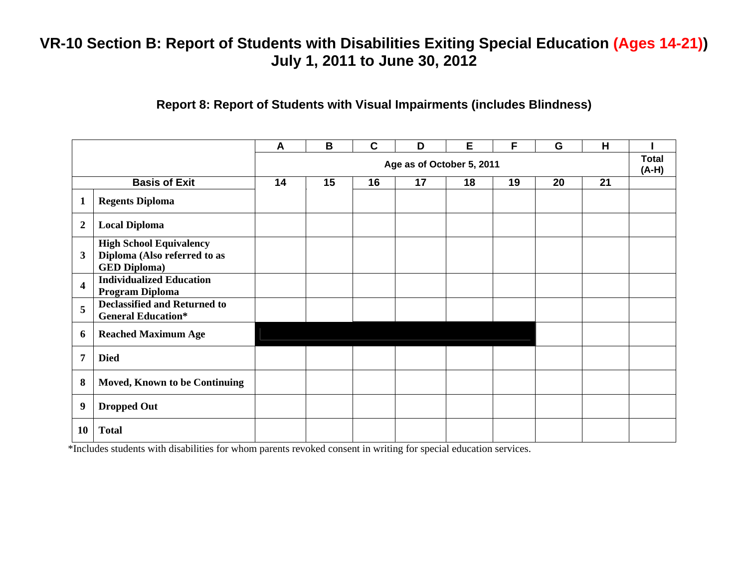# VR-10 Section B: Report of Students with Disabilities Exiting Special Education (Ages 14-21)
# July 1, 2011 to June 30, 2012

### Report 8: Report of Students with Visual Impairments (includes Blindness)

| | | A | B | C | D | E | F | G | H | I |
|---|---|---|---|---|---|---|---|---|---|---|
| | | Age as of October 5, 2011 | | | | | | | | Total (A-H) |
| **Basis of Exit** | | 14 | 15 | 16 | 17 | 18 | 19 | 20 | 21 | |
| **1** | **Regents Diploma** | | | | | | | | | |
| **2** | **Local Diploma** | | | | | | | | | |
| **3** | **High School Equivalency Diploma (Also referred to as GED Diploma)** | | | | | | | | | |
| **4** | **Individualized Education Program Diploma** | | | | | | | | | |
| **5** | **Declassified and Returned to General Education*** | | | | | | | | | |
| **6** | **Reached Maximum Age** | | | | | | | | | |
| **7** | **Died** | | | | | | | | | |
| **8** | **Moved, Known to be Continuing** | | | | | | | | | |
| **9** | **Dropped Out** | | | | | | | | | |
| **10** | **Total** | | | | | | | | | |

*Includes students with disabilities for whom parents revoked consent in writing for special education services.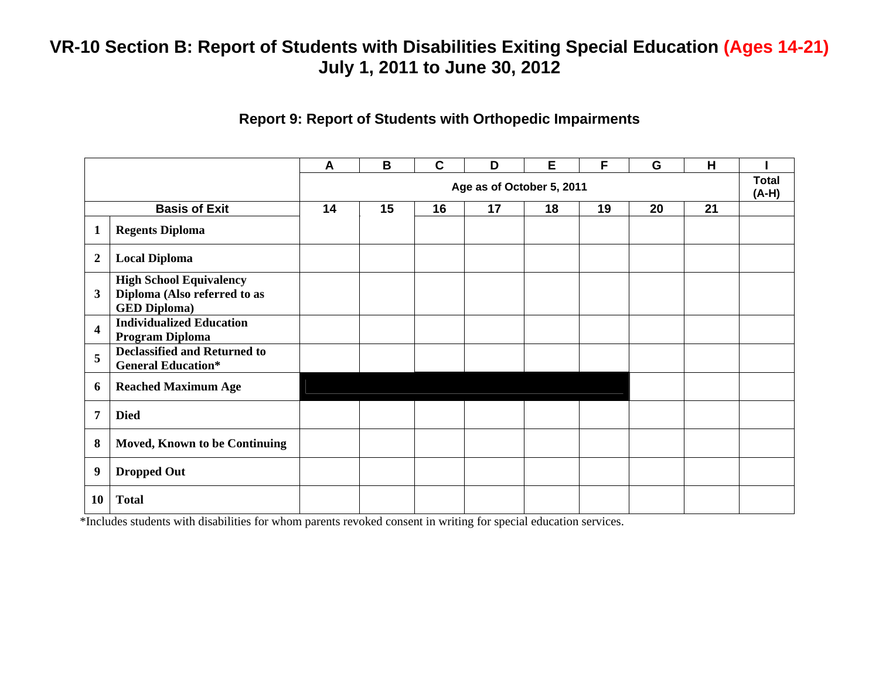# VR-10 Section B: Report of Students with Disabilities Exiting Special Education (Ages 14-21)
# July 1, 2011 to June 30, 2012

### Report 9: Report of Students with Orthopedic Impairments

| | | A | B | C | D | E | F | G | H | I |
|---|---|---|---|---|---|---|---|---|---|---|
| | | Age as of October 5, 2011 | | | | | | | | Total (A-H) |
| Basis of Exit | | 14 | 15 | 16 | 17 | 18 | 19 | 20 | 21 | |
| 1 | **Regents Diploma** | | | | | | | | | |
| 2 | **Local Diploma** | | | | | | | | | |
| 3 | **High School Equivalency Diploma (Also referred to as GED Diploma)** | | | | | | | | | |
| 4 | **Individualized Education Program Diploma** | | | | | | | | | |
| 5 | **Declassified and Returned to General Education*** | | | | | | | | | |
| 6 | **Reached Maximum Age** | | | | | | | | | |
| 7 | **Died** | | | | | | | | | |
| 8 | **Moved, Known to be Continuing** | | | | | | | | | |
| 9 | **Dropped Out** | | | | | | | | | |
| 10 | **Total** | | | | | | | | | |

*Includes students with disabilities for whom parents revoked consent in writing for special education services.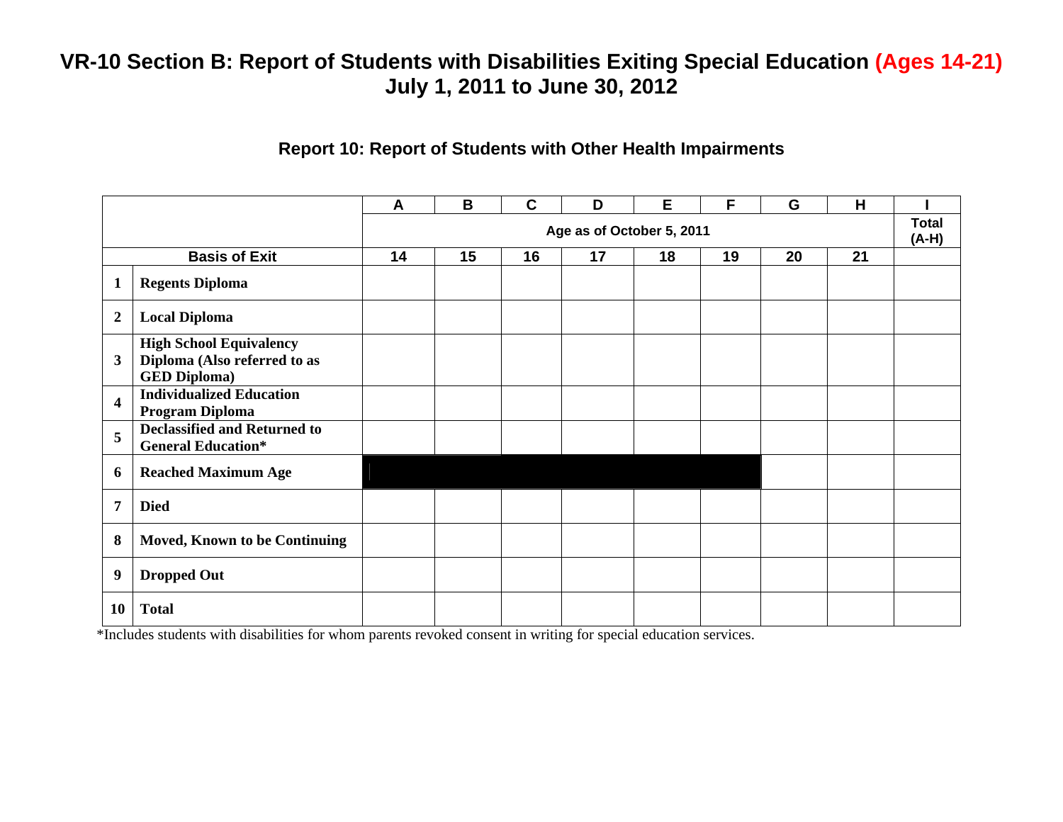# VR-10 Section B: Report of Students with Disabilities Exiting Special Education (Ages 14-21)
## July 1, 2011 to June 30, 2012

### Report 10: Report of Students with Other Health Impairments

| | | A | B | C | D | E | F | G | H | I |
|---|---|---|---|---|---|---|---|---|---|---|
| | | Age as of October 5, 2011 | | | | | | | | Total (A-H) |
| Basis of Exit | | 14 | 15 | 16 | 17 | 18 | 19 | 20 | 21 | |
| 1 | Regents Diploma | | | | | | | | | |
| 2 | Local Diploma | | | | | | | | | |
| 3 | High School Equivalency Diploma (Also referred to as GED Diploma) | | | | | | | | | |
| 4 | Individualized Education Program Diploma | | | | | | | | | |
| 5 | Declassified and Returned to General Education* | | | | | | | | | |
| 6 | Reached Maximum Age | | | | | | | | | |
| 7 | Died | | | | | | | | | |
| 8 | Moved, Known to be Continuing | | | | | | | | | |
| 9 | Dropped Out | | | | | | | | | |
| 10 | Total | | | | | | | | | |

*Includes students with disabilities for whom parents revoked consent in writing for special education services.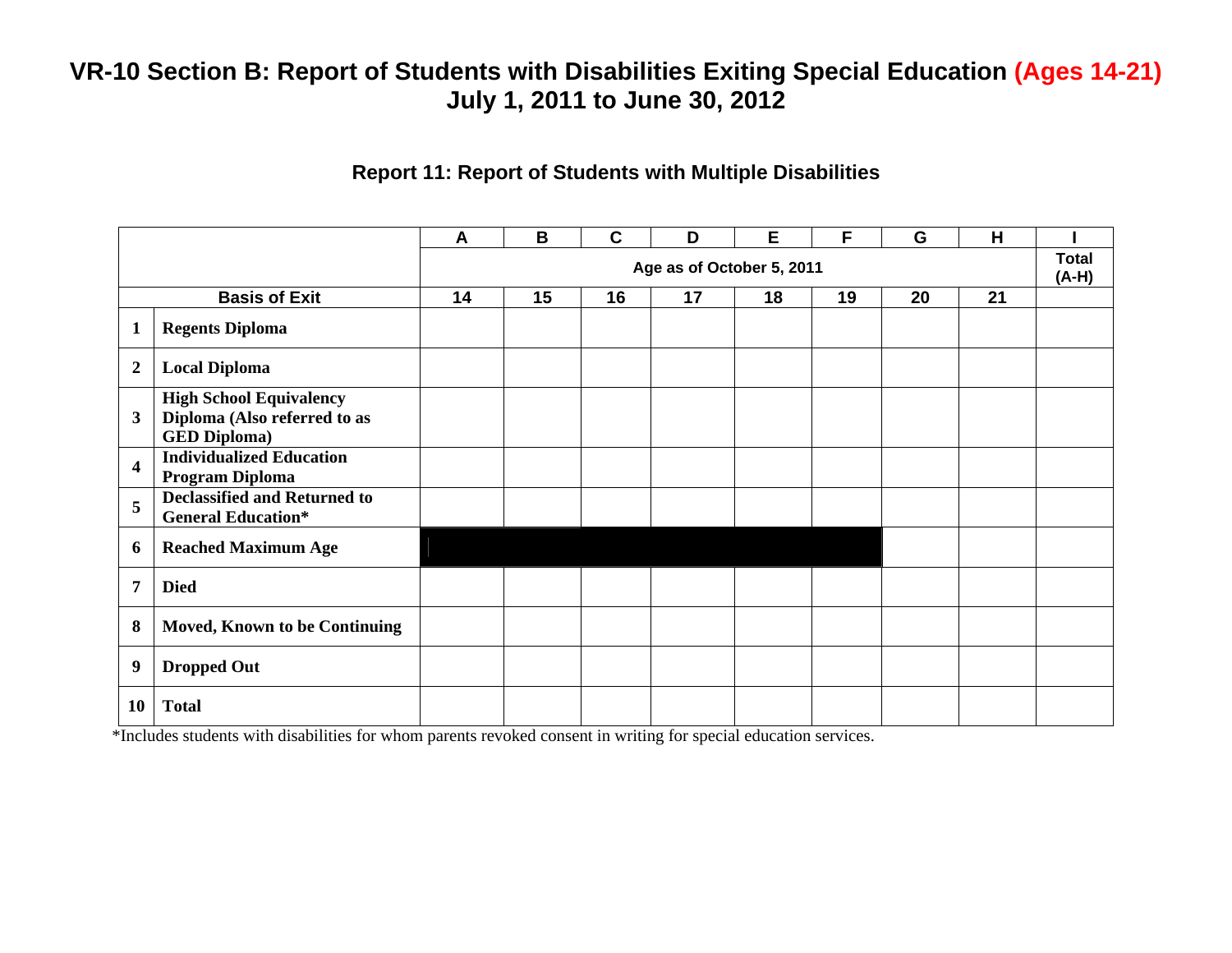# VR-10 Section B: Report of Students with Disabilities Exiting Special Education (Ages 14-21) July 1, 2011 to June 30, 2012

## Report 11: Report of Students with Multiple Disabilities

| | | A | B | C | D | E | F | G | H | I |
|---|---|---|---|---|---|---|---|---|---|---|
| | | Age as of October 5, 2011 | | | | | | | | Total (A-H) |
| | Basis of Exit | 14 | 15 | 16 | 17 | 18 | 19 | 20 | 21 | |
| 1 | Regents Diploma | | | | | | | | | |
| 2 | Local Diploma | | | | | | | | | |
| 3 | High School Equivalency Diploma (Also referred to as GED Diploma) | | | | | | | | | |
| 4 | Individualized Education Program Diploma | | | | | | | | | |
| 5 | Declassified and Returned to General Education* | | | | | | | | | |
| 6 | Reached Maximum Age | | | | | | | | | |
| 7 | Died | | | | | | | | | |
| 8 | Moved, Known to be Continuing | | | | | | | | | |
| 9 | Dropped Out | | | | | | | | | |
| 10 | Total | | | | | | | | | |

*Includes students with disabilities for whom parents revoked consent in writing for special education services.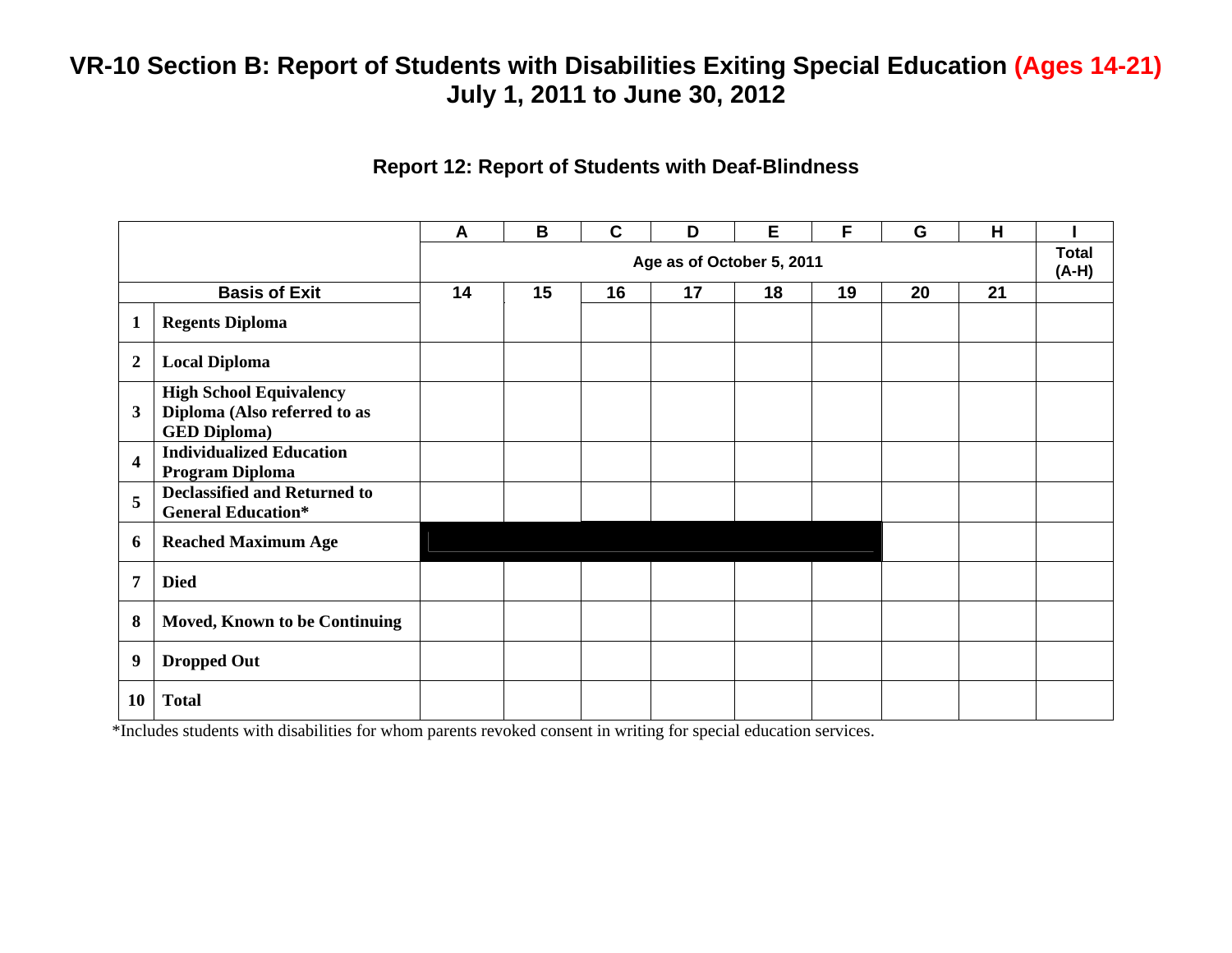# VR-10 Section B: Report of Students with Disabilities Exiting Special Education (Ages 14-21)
# July 1, 2011 to June 30, 2012

### Report 12: Report of Students with Deaf-Blindness

| | | A | B | C | D | E | F | G | H | I |
|---|---|---|---|---|---|---|---|---|---|---|
| | | Age as of October 5, 2011 | | | | | | | | Total (A-H) |
| **Basis of Exit** | | 14 | 15 | 16 | 17 | 18 | 19 | 20 | 21 | |
| **1** | **Regents Diploma** | | | | | | | | | |
| **2** | **Local Diploma** | | | | | | | | | |
| **3** | **High School Equivalency Diploma (Also referred to as GED Diploma)** | | | | | | | | | |
| **4** | **Individualized Education Program Diploma** | | | | | | | | | |
| **5** | **Declassified and Returned to General Education*** | | | | | | | | | |
| **6** | **Reached Maximum Age** | | | | | | | | | |
| **7** | **Died** | | | | | | | | | |
| **8** | **Moved, Known to be Continuing** | | | | | | | | | |
| **9** | **Dropped Out** | | | | | | | | | |
| **10** | **Total** | | | | | | | | | |

*Includes students with disabilities for whom parents revoked consent in writing for special education services.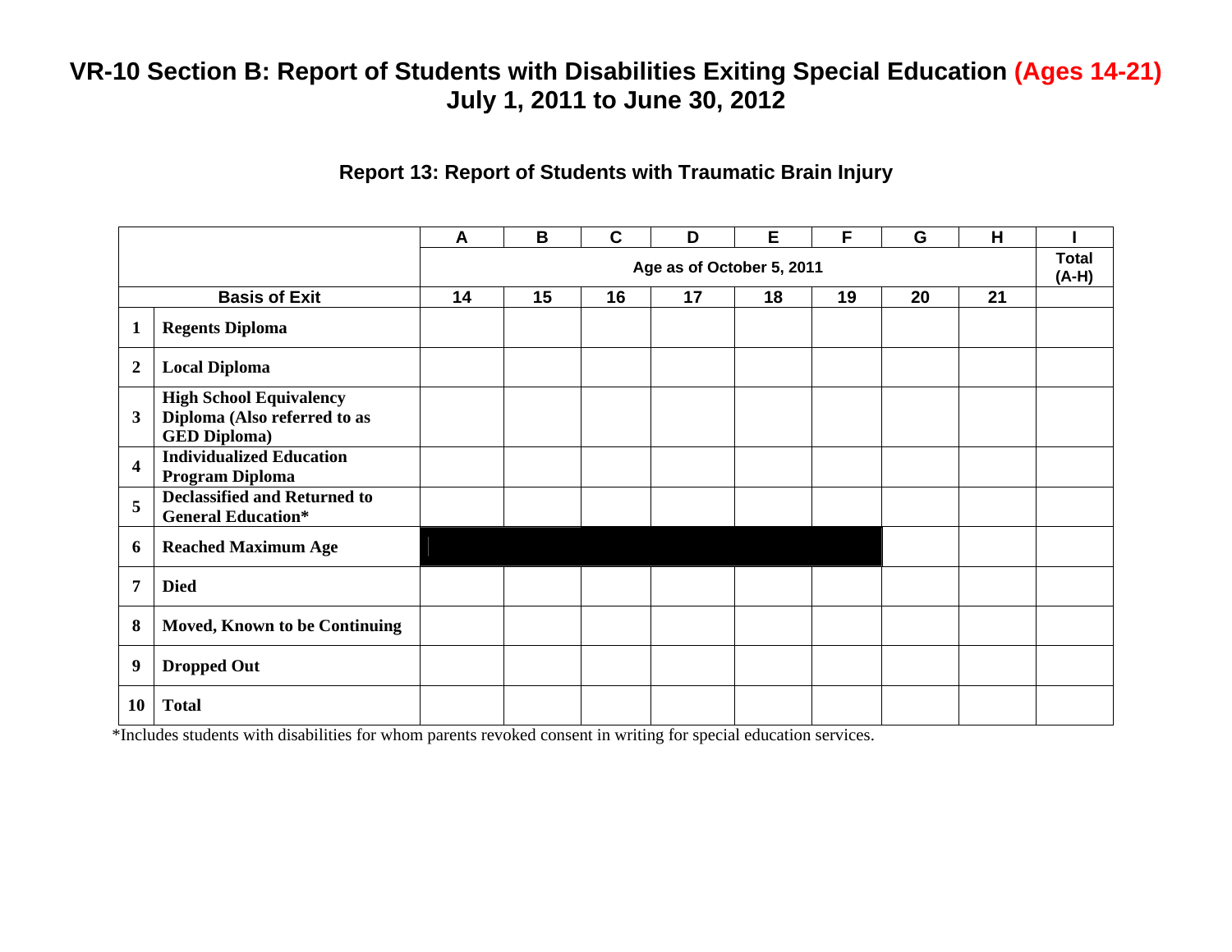# VR-10 Section B: Report of Students with Disabilities Exiting Special Education (Ages 14-21)
## July 1, 2011 to June 30, 2012

### Report 13: Report of Students with Traumatic Brain Injury

| | | A | B | C | D | E | F | G | H | I |
|---|---|---|---|---|---|---|---|---|---|---|
| | | Age as of October 5, 2011 | | | | | | | | Total (A-H) |
| Basis of Exit | | 14 | 15 | 16 | 17 | 18 | 19 | 20 | 21 | |
| 1 | Regents Diploma | | | | | | | | | |
| 2 | Local Diploma | | | | | | | | | |
| 3 | High School Equivalency Diploma (Also referred to as GED Diploma) | | | | | | | | | |
| 4 | Individualized Education Program Diploma | | | | | | | | | |
| 5 | Declassified and Returned to General Education* | | | | | | | | | |
| 6 | Reached Maximum Age | | | | | | | | | |
| 7 | Died | | | | | | | | | |
| 8 | Moved, Known to be Continuing | | | | | | | | | |
| 9 | Dropped Out | | | | | | | | | |
| 10 | Total | | | | | | | | | |

*Includes students with disabilities for whom parents revoked consent in writing for special education services.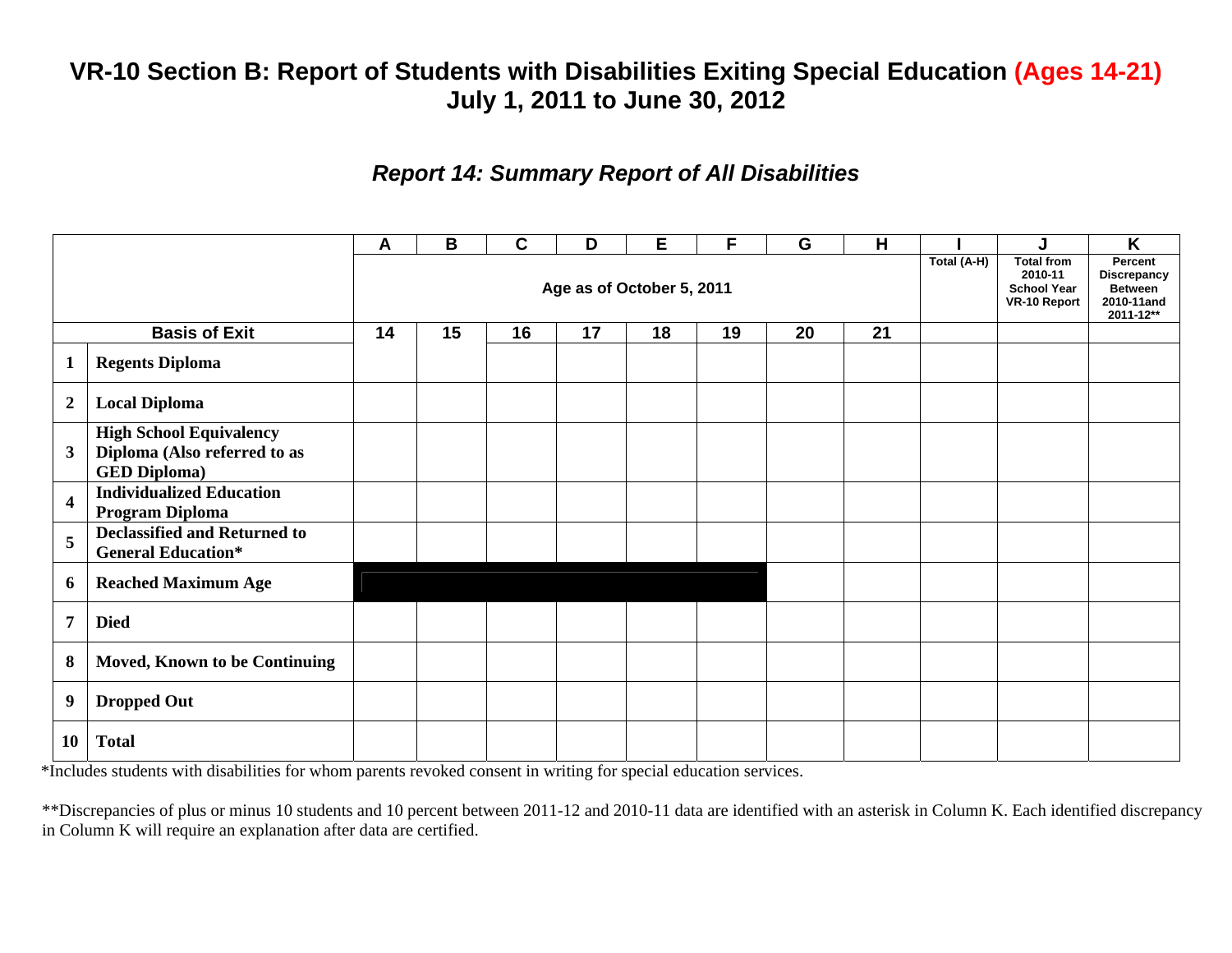# VR-10 Section B: Report of Students with Disabilities Exiting Special Education (Ages 14-21)
# July 1, 2011 to June 30, 2012

### *Report 14: Summary Report of All Disabilities*

| | | A | B | C | D | E | F | G | H | I | J | K |
|---|---|---|---|---|---|---|---|---|---|---|---|---|
| | | Age as of October 5, 2011 | | | | | | | | Total (A-H) | Total from 2010-11 School Year VR-10 Report | Percent Discrepancy Between 2010-11and 2011-12** |
| **Basis of Exit** | | 14 | 15 | 16 | 17 | 18 | 19 | 20 | 21 | | | |
| 1 | **Regents Diploma** | | | | | | | | | | | |
| 2 | **Local Diploma** | | | | | | | | | | | |
| 3 | **High School Equivalency Diploma (Also referred to as GED Diploma)** | | | | | | | | | | | |
| 4 | **Individualized Education Program Diploma** | | | | | | | | | | | |
| 5 | **Declassified and Returned to General Education*** | | | | | | | | | | | |
| 6 | **Reached Maximum Age** | | | | | | | | | | | |
| 7 | **Died** | | | | | | | | | | | |
| 8 | **Moved, Known to be Continuing** | | | | | | | | | | | |
| 9 | **Dropped Out** | | | | | | | | | | | |
| 10 | **Total** | | | | | | | | | | | |

*Includes students with disabilities for whom parents revoked consent in writing for special education services.

**Discrepancies of plus or minus 10 students and 10 percent between 2011-12 and 2010-11 data are identified with an asterisk in Column K. Each identified discrepancy in Column K will require an explanation after data are certified.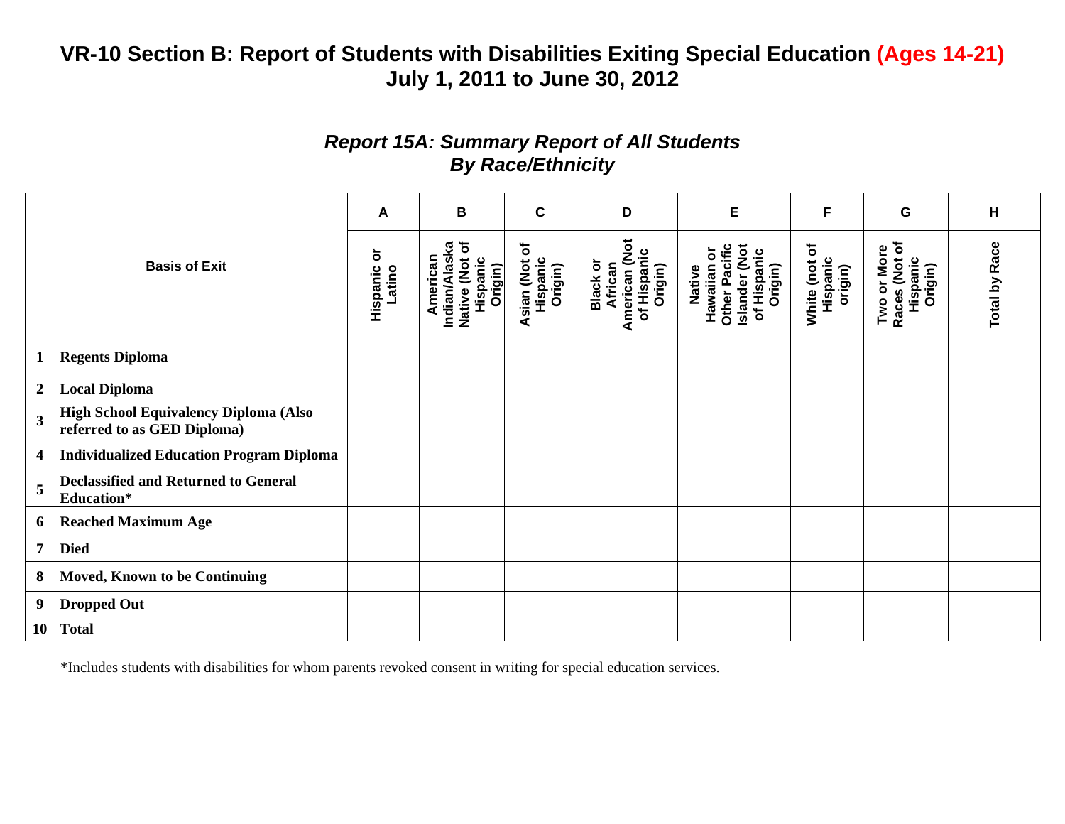# VR-10 Section B: Report of Students with Disabilities Exiting Special Education (Ages 14-21)
## July 1, 2011 to June 30, 2012

### *Report 15A: Summary Report of All Students By Race/Ethnicity*

| | | A | B | C | D | E | F | G | H |
|---|---|---|---|---|---|---|---|---|---|
| | **Basis of Exit** | **Hispanic or Latino** | **American Indian/Alaska Native (Not of Hispanic Origin)** | **Asian (Not of Hispanic Origin)** | **Black or African American (Not of Hispanic Origin)** | **Native Hawaiian or Other Pacific Islander (Not of Hispanic Origin)** | **White (not of Hispanic origin)** | **Two or More Races (Not of Hispanic Origin)** | **Total by Race** |
| **1** | **Regents Diploma** | | | | | | | | |
| **2** | **Local Diploma** | | | | | | | | |
| **3** | **High School Equivalency Diploma (Also referred to as GED Diploma)** | | | | | | | | |
| **4** | **Individualized Education Program Diploma** | | | | | | | | |
| **5** | **Declassified and Returned to General Education*** | | | | | | | | |
| **6** | **Reached Maximum Age** | | | | | | | | |
| **7** | **Died** | | | | | | | | |
| **8** | **Moved, Known to be Continuing** | | | | | | | | |
| **9** | **Dropped Out** | | | | | | | | |
| **10** | **Total** | | | | | | | | |

*Includes students with disabilities for whom parents revoked consent in writing for special education services.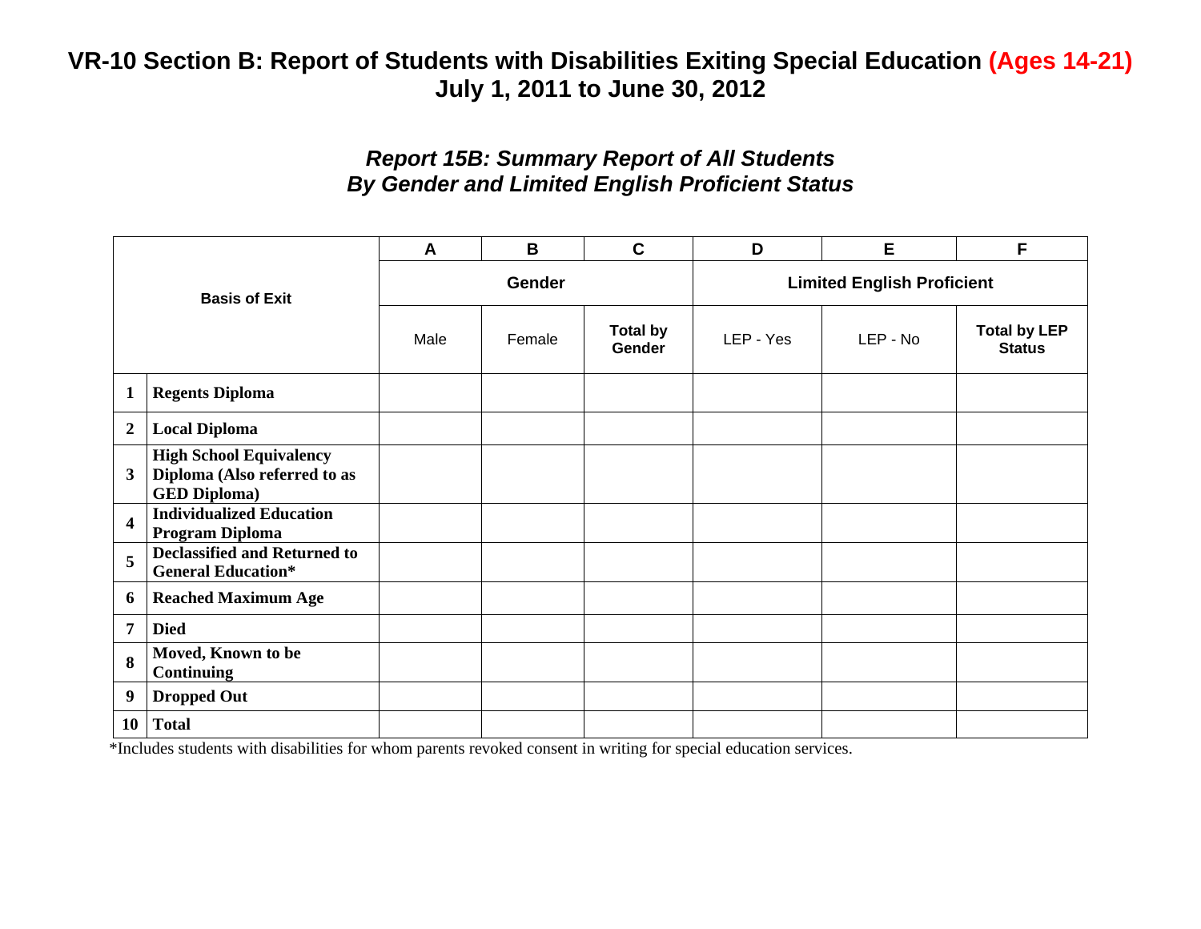# VR-10 Section B: Report of Students with Disabilities Exiting Special Education (Ages 14-21)
# July 1, 2011 to June 30, 2012

### *Report 15B: Summary Report of All Students By Gender and Limited English Proficient Status*

| | Basis of Exit | A | B | C | D | E | F |
|---|---|---|---|---|---|---|---|
| | | **Gender** | | | **Limited English Proficient** | | |
| | | Male | Female | **Total by Gender** | LEP - Yes | LEP - No | **Total by LEP Status** |
| **1** | **Regents Diploma** | | | | | | |
| **2** | **Local Diploma** | | | | | | |
| **3** | **High School Equivalency Diploma (Also referred to as GED Diploma)** | | | | | | |
| **4** | **Individualized Education Program Diploma** | | | | | | |
| **5** | **Declassified and Returned to General Education*** | | | | | | |
| **6** | **Reached Maximum Age** | | | | | | |
| **7** | **Died** | | | | | | |
| **8** | **Moved, Known to be Continuing** | | | | | | |
| **9** | **Dropped Out** | | | | | | |
| **10** | **Total** | | | | | | |

*Includes students with disabilities for whom parents revoked consent in writing for special education services.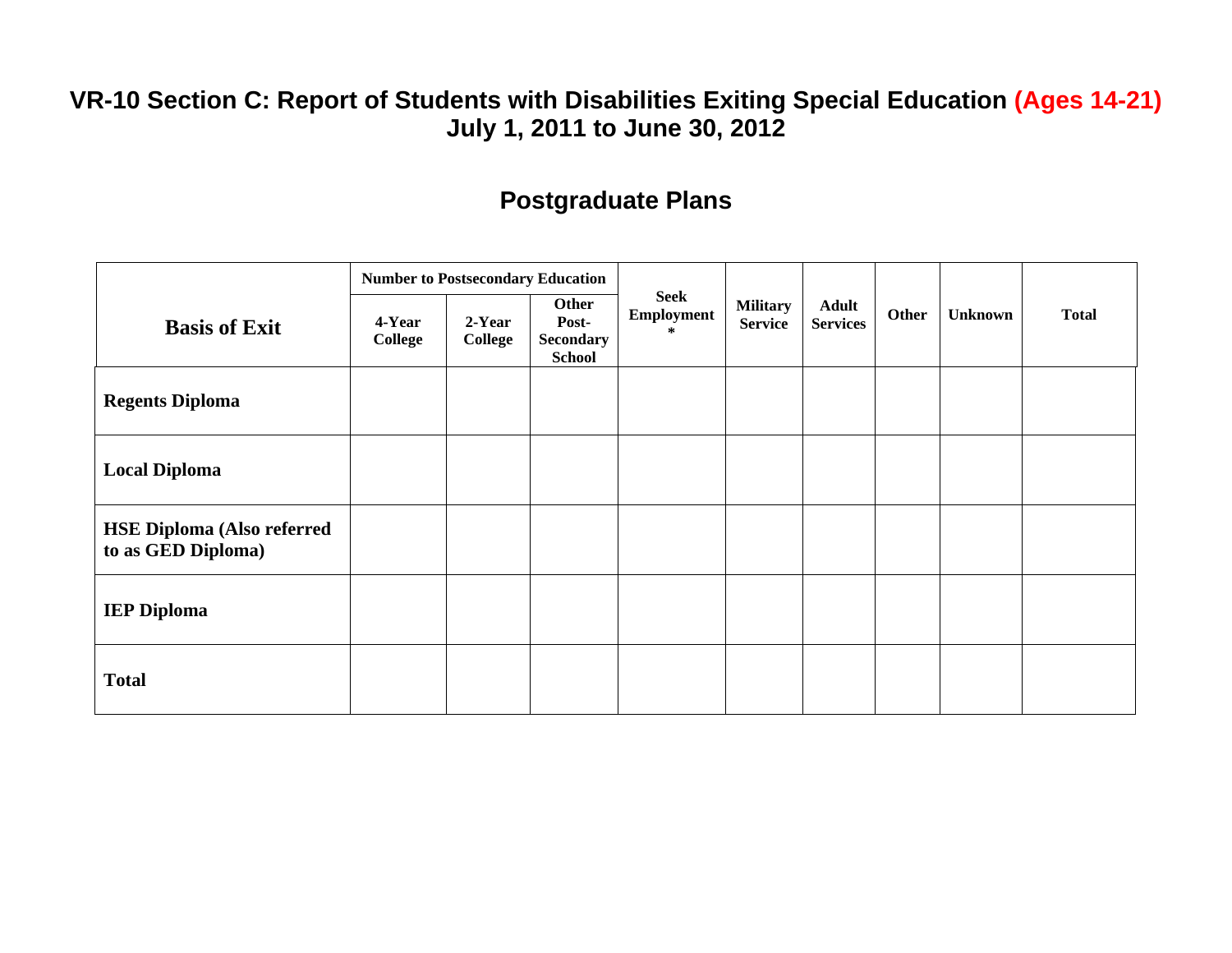# VR-10 Section C: Report of Students with Disabilities Exiting Special Education (Ages 14-21)
## July 1, 2011 to June 30, 2012

## Postgraduate Plans

| Basis of Exit | Number to Postsecondary Education | | | Seek Employment * | Military Service | Adult Services | Other | Unknown | Total |
|---|---|---|---|---|---|---|---|---|---|
| | 4-Year College | 2-Year College | Other Post-Secondary School | | | | | | |
| **Regents Diploma** | | | | | | | | | |
| **Local Diploma** | | | | | | | | | |
| **HSE Diploma (Also referred to as GED Diploma)** | | | | | | | | | |
| **IEP Diploma** | | | | | | | | | |
| **Total** | | | | | | | | | |